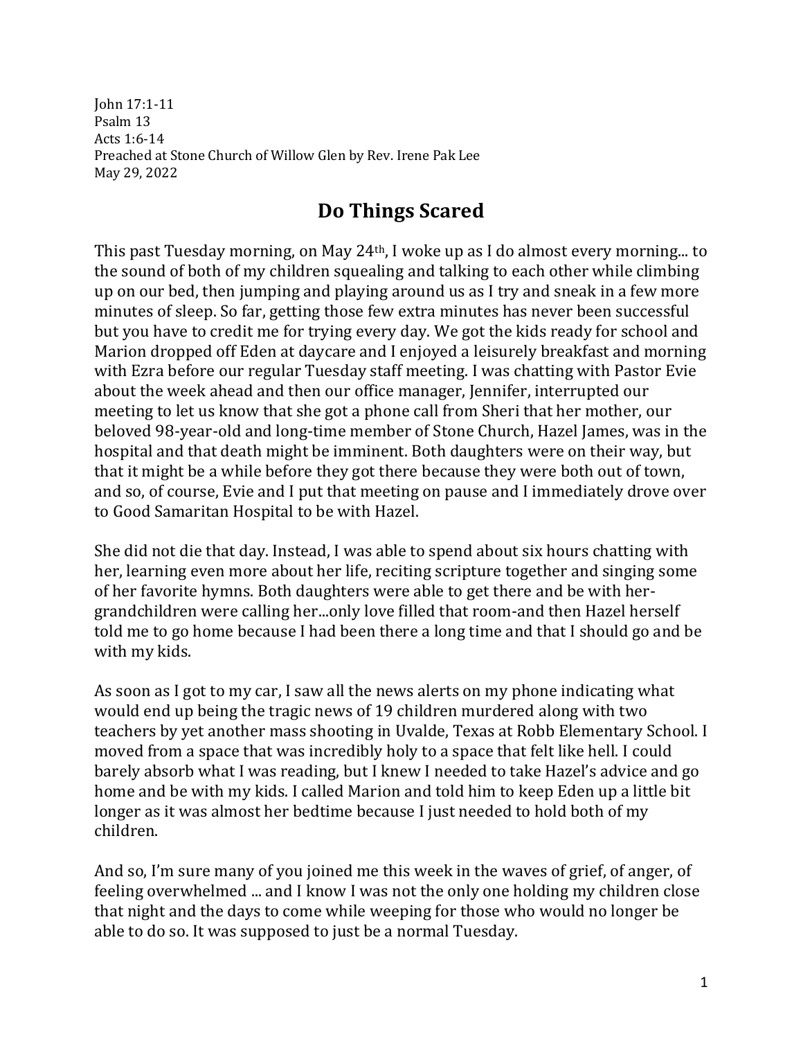John 17:1-11
Psalm 13
Acts 1:6-14
Preached at Stone Church of Willow Glen by Rev. Irene Pak Lee
May 29, 2022

# Do Things Scared

This past Tuesday morning, on May 24th, I woke up as I do almost every morning... to the sound of both of my children squealing and talking to each other while climbing up on our bed, then jumping and playing around us as I try and sneak in a few more minutes of sleep. So far, getting those few extra minutes has never been successful but you have to credit me for trying every day. We got the kids ready for school and Marion dropped off Eden at daycare and I enjoyed a leisurely breakfast and morning with Ezra before our regular Tuesday staff meeting. I was chatting with Pastor Evie about the week ahead and then our office manager, Jennifer, interrupted our meeting to let us know that she got a phone call from Sheri that her mother, our beloved 98-year-old and long-time member of Stone Church, Hazel James, was in the hospital and that death might be imminent. Both daughters were on their way, but that it might be a while before they got there because they were both out of town, and so, of course, Evie and I put that meeting on pause and I immediately drove over to Good Samaritan Hospital to be with Hazel.

She did not die that day. Instead, I was able to spend about six hours chatting with her, learning even more about her life, reciting scripture together and singing some of her favorite hymns. Both daughters were able to get there and be with her-grandchildren were calling her...only love filled that room-and then Hazel herself told me to go home because I had been there a long time and that I should go and be with my kids.

As soon as I got to my car, I saw all the news alerts on my phone indicating what would end up being the tragic news of 19 children murdered along with two teachers by yet another mass shooting in Uvalde, Texas at Robb Elementary School. I moved from a space that was incredibly holy to a space that felt like hell. I could barely absorb what I was reading, but I knew I needed to take Hazel's advice and go home and be with my kids. I called Marion and told him to keep Eden up a little bit longer as it was almost her bedtime because I just needed to hold both of my children.

And so, I'm sure many of you joined me this week in the waves of grief, of anger, of feeling overwhelmed ... and I know I was not the only one holding my children close that night and the days to come while weeping for those who would no longer be able to do so. It was supposed to just be a normal Tuesday.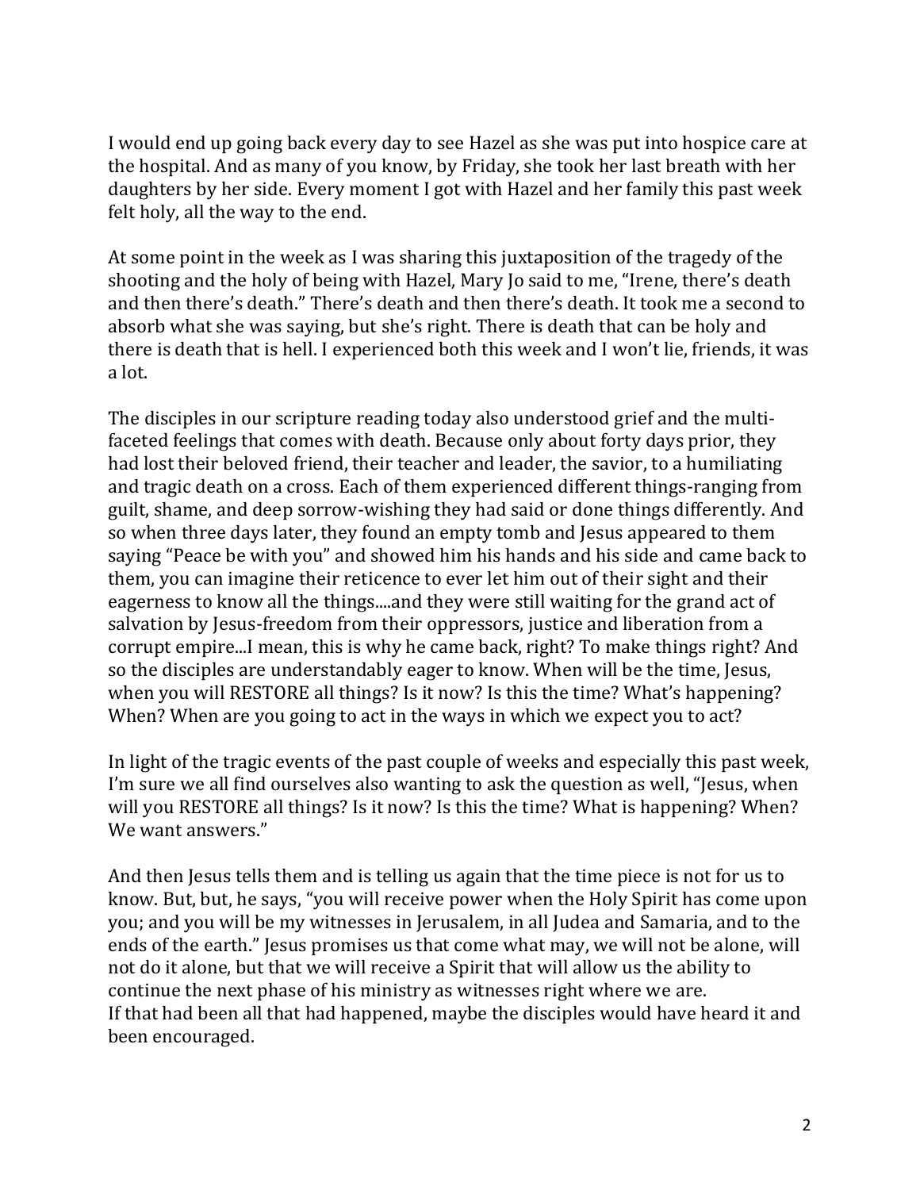I would end up going back every day to see Hazel as she was put into hospice care at the hospital. And as many of you know, by Friday, she took her last breath with her daughters by her side. Every moment I got with Hazel and her family this past week felt holy, all the way to the end.

At some point in the week as I was sharing this juxtaposition of the tragedy of the shooting and the holy of being with Hazel, Mary Jo said to me, "Irene, there's death and then there's death." There's death and then there's death. It took me a second to absorb what she was saying, but she's right. There is death that can be holy and there is death that is hell. I experienced both this week and I won't lie, friends, it was a lot.

The disciples in our scripture reading today also understood grief and the multi-faceted feelings that comes with death. Because only about forty days prior, they had lost their beloved friend, their teacher and leader, the savior, to a humiliating and tragic death on a cross. Each of them experienced different things-ranging from guilt, shame, and deep sorrow-wishing they had said or done things differently. And so when three days later, they found an empty tomb and Jesus appeared to them saying "Peace be with you" and showed him his hands and his side and came back to them, you can imagine their reticence to ever let him out of their sight and their eagerness to know all the things....and they were still waiting for the grand act of salvation by Jesus-freedom from their oppressors, justice and liberation from a corrupt empire...I mean, this is why he came back, right? To make things right? And so the disciples are understandably eager to know. When will be the time, Jesus, when you will RESTORE all things? Is it now? Is this the time? What's happening? When? When are you going to act in the ways in which we expect you to act?

In light of the tragic events of the past couple of weeks and especially this past week, I'm sure we all find ourselves also wanting to ask the question as well, "Jesus, when will you RESTORE all things? Is it now? Is this the time? What is happening? When? We want answers."

And then Jesus tells them and is telling us again that the time piece is not for us to know. But, but, he says, "you will receive power when the Holy Spirit has come upon you; and you will be my witnesses in Jerusalem, in all Judea and Samaria, and to the ends of the earth." Jesus promises us that come what may, we will not be alone, will not do it alone, but that we will receive a Spirit that will allow us the ability to continue the next phase of his ministry as witnesses right where we are.
If that had been all that had happened, maybe the disciples would have heard it and been encouraged.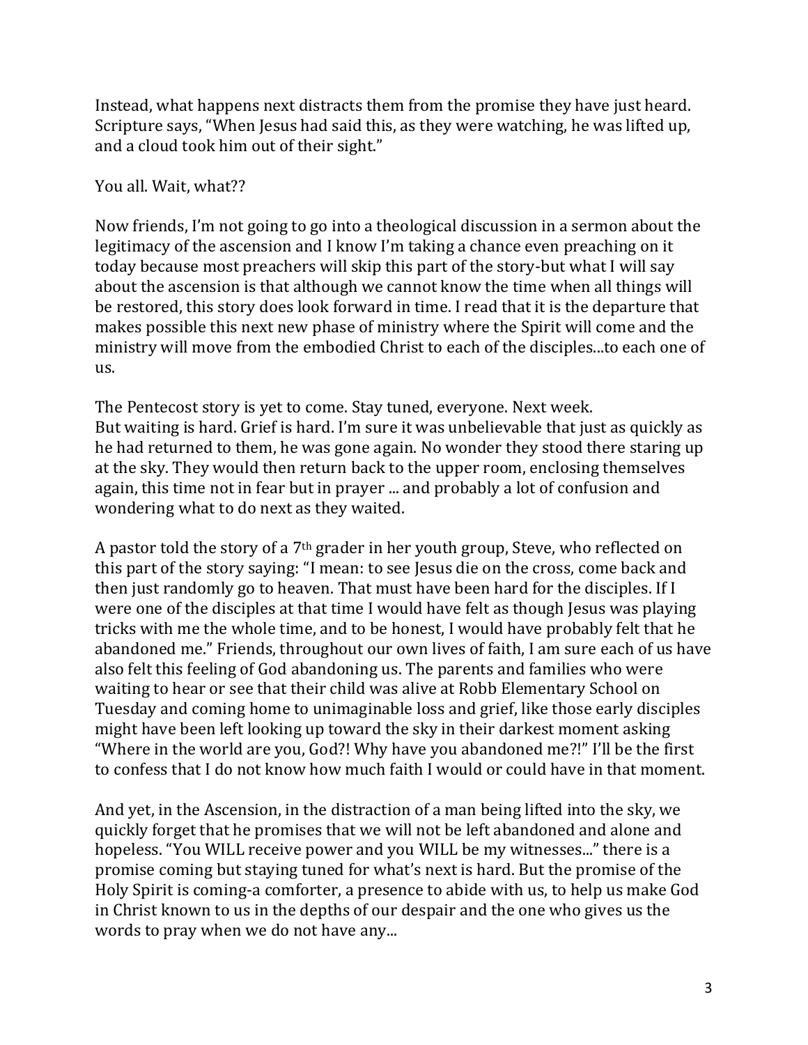Instead, what happens next distracts them from the promise they have just heard. Scripture says, "When Jesus had said this, as they were watching, he was lifted up, and a cloud took him out of their sight."

You all. Wait, what??

Now friends, I'm not going to go into a theological discussion in a sermon about the legitimacy of the ascension and I know I'm taking a chance even preaching on it today because most preachers will skip this part of the story-but what I will say about the ascension is that although we cannot know the time when all things will be restored, this story does look forward in time. I read that it is the departure that makes possible this next new phase of ministry where the Spirit will come and the ministry will move from the embodied Christ to each of the disciples...to each one of us.

The Pentecost story is yet to come. Stay tuned, everyone. Next week.
But waiting is hard. Grief is hard. I'm sure it was unbelievable that just as quickly as he had returned to them, he was gone again. No wonder they stood there staring up at the sky. They would then return back to the upper room, enclosing themselves again, this time not in fear but in prayer ... and probably a lot of confusion and wondering what to do next as they waited.

A pastor told the story of a 7th grader in her youth group, Steve, who reflected on this part of the story saying: "I mean: to see Jesus die on the cross, come back and then just randomly go to heaven. That must have been hard for the disciples. If I were one of the disciples at that time I would have felt as though Jesus was playing tricks with me the whole time, and to be honest, I would have probably felt that he abandoned me." Friends, throughout our own lives of faith, I am sure each of us have also felt this feeling of God abandoning us. The parents and families who were waiting to hear or see that their child was alive at Robb Elementary School on Tuesday and coming home to unimaginable loss and grief, like those early disciples might have been left looking up toward the sky in their darkest moment asking "Where in the world are you, God?! Why have you abandoned me?!" I'll be the first to confess that I do not know how much faith I would or could have in that moment.

And yet, in the Ascension, in the distraction of a man being lifted into the sky, we quickly forget that he promises that we will not be left abandoned and alone and hopeless. "You WILL receive power and you WILL be my witnesses..." there is a promise coming but staying tuned for what's next is hard. But the promise of the Holy Spirit is coming-a comforter, a presence to abide with us, to help us make God in Christ known to us in the depths of our despair and the one who gives us the words to pray when we do not have any...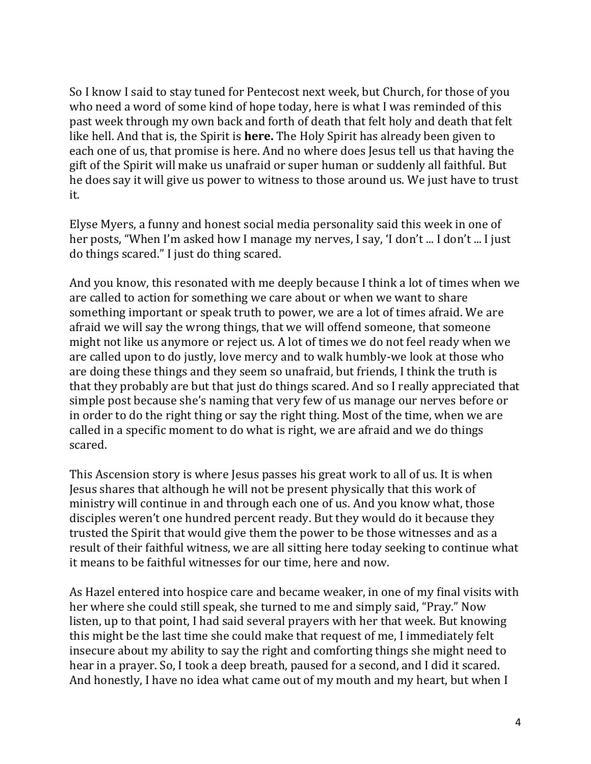So I know I said to stay tuned for Pentecost next week, but Church, for those of you who need a word of some kind of hope today, here is what I was reminded of this past week through my own back and forth of death that felt holy and death that felt like hell. And that is, the Spirit is **here.** The Holy Spirit has already been given to each one of us, that promise is here. And no where does Jesus tell us that having the gift of the Spirit will make us unafraid or super human or suddenly all faithful. But he does say it will give us power to witness to those around us. We just have to trust it.

Elyse Myers, a funny and honest social media personality said this week in one of her posts, "When I'm asked how I manage my nerves, I say, 'I don't ... I don't ... I just do things scared." I just do thing scared.

And you know, this resonated with me deeply because I think a lot of times when we are called to action for something we care about or when we want to share something important or speak truth to power, we are a lot of times afraid. We are afraid we will say the wrong things, that we will offend someone, that someone might not like us anymore or reject us. A lot of times we do not feel ready when we are called upon to do justly, love mercy and to walk humbly-we look at those who are doing these things and they seem so unafraid, but friends, I think the truth is that they probably are but that just do things scared. And so I really appreciated that simple post because she's naming that very few of us manage our nerves before or in order to do the right thing or say the right thing. Most of the time, when we are called in a specific moment to do what is right, we are afraid and we do things scared.

This Ascension story is where Jesus passes his great work to all of us. It is when Jesus shares that although he will not be present physically that this work of ministry will continue in and through each one of us. And you know what, those disciples weren't one hundred percent ready. But they would do it because they trusted the Spirit that would give them the power to be those witnesses and as a result of their faithful witness, we are all sitting here today seeking to continue what it means to be faithful witnesses for our time, here and now.

As Hazel entered into hospice care and became weaker, in one of my final visits with her where she could still speak, she turned to me and simply said, "Pray." Now listen, up to that point, I had said several prayers with her that week. But knowing this might be the last time she could make that request of me, I immediately felt insecure about my ability to say the right and comforting things she might need to hear in a prayer. So, I took a deep breath, paused for a second, and I did it scared. And honestly, I have no idea what came out of my mouth and my heart, but when I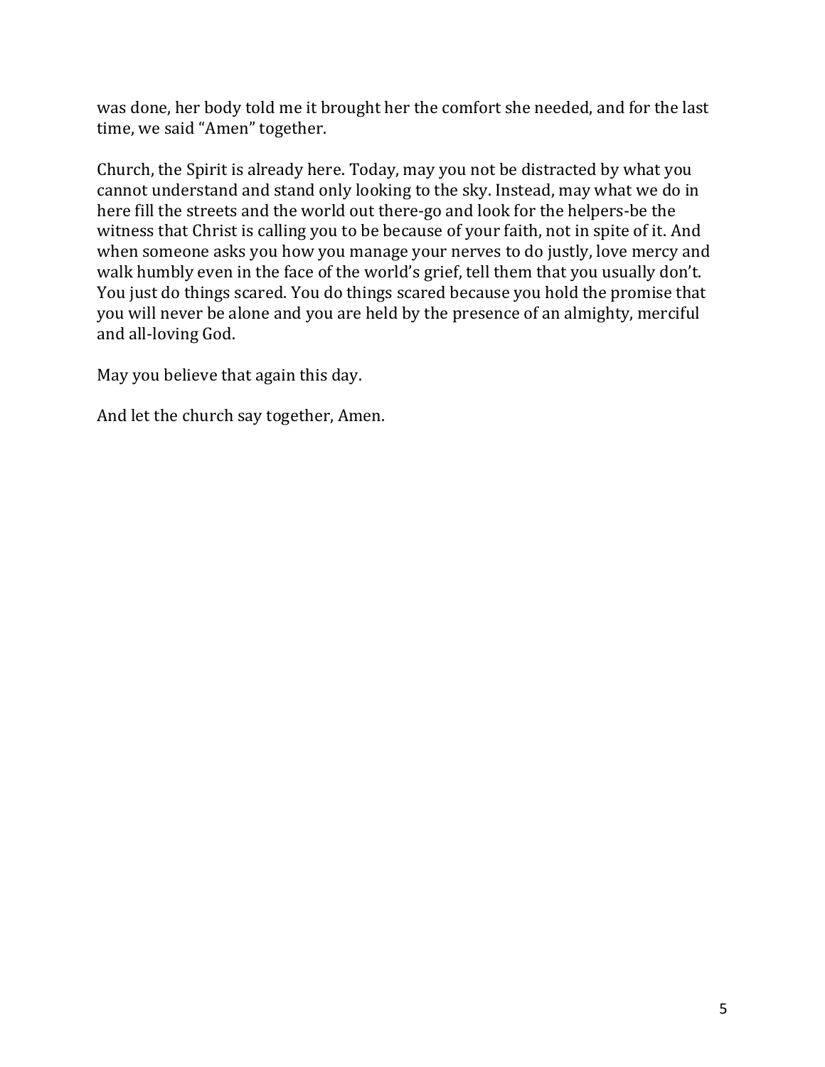was done, her body told me it brought her the comfort she needed, and for the last time, we said "Amen" together.

Church, the Spirit is already here. Today, may you not be distracted by what you cannot understand and stand only looking to the sky. Instead, may what we do in here fill the streets and the world out there-go and look for the helpers-be the witness that Christ is calling you to be because of your faith, not in spite of it. And when someone asks you how you manage your nerves to do justly, love mercy and walk humbly even in the face of the world's grief, tell them that you usually don't. You just do things scared. You do things scared because you hold the promise that you will never be alone and you are held by the presence of an almighty, merciful and all-loving God.

May you believe that again this day.

And let the church say together, Amen.